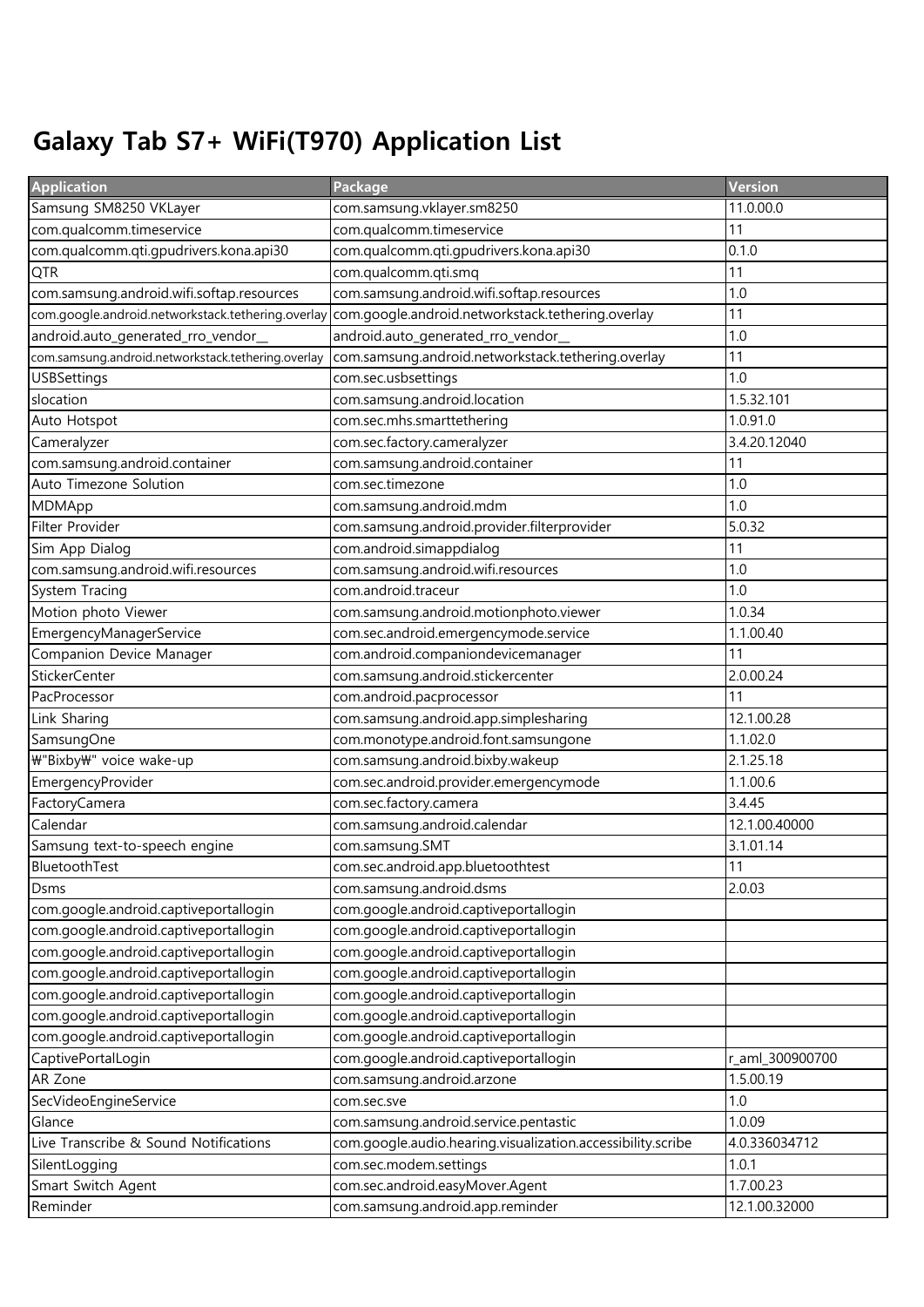# Galaxy Tab S7+ WiFi(T970) Application List

| Application | Package | Version |
|---|---|---|
| Samsung SM8250 VKLayer | com.samsung.vklayer.sm8250 | 11.0.00.0 |
| com.qualcomm.timeservice | com.qualcomm.timeservice | 11 |
| com.qualcomm.qti.gpudrivers.kona.api30 | com.qualcomm.qti.gpudrivers.kona.api30 | 0.1.0 |
| QTR | com.qualcomm.qti.smq | 11 |
| com.samsung.android.wifi.softap.resources | com.samsung.android.wifi.softap.resources | 1.0 |
| com.google.android.networkstack.tethering.overlay | com.google.android.networkstack.tethering.overlay | 11 |
| android.auto_generated_rro_vendor__ | android.auto_generated_rro_vendor__ | 1.0 |
| com.samsung.android.networkstack.tethering.overlay | com.samsung.android.networkstack.tethering.overlay | 11 |
| USBSettings | com.sec.usbsettings | 1.0 |
| slocation | com.samsung.android.location | 1.5.32.101 |
| Auto Hotspot | com.sec.mhs.smarttethering | 1.0.91.0 |
| Cameralyzer | com.sec.factory.cameralyzer | 3.4.20.12040 |
| com.samsung.android.container | com.samsung.android.container | 11 |
| Auto Timezone Solution | com.sec.timezone | 1.0 |
| MDMApp | com.samsung.android.mdm | 1.0 |
| Filter Provider | com.samsung.android.provider.filterprovider | 5.0.32 |
| Sim App Dialog | com.android.simappdialog | 11 |
| com.samsung.android.wifi.resources | com.samsung.android.wifi.resources | 1.0 |
| System Tracing | com.android.traceur | 1.0 |
| Motion photo Viewer | com.samsung.android.motionphoto.viewer | 1.0.34 |
| EmergencyManagerService | com.sec.android.emergencymode.service | 1.1.00.40 |
| Companion Device Manager | com.android.companiondevicemanager | 11 |
| StickerCenter | com.samsung.android.stickercenter | 2.0.00.24 |
| PacProcessor | com.android.pacprocessor | 11 |
| Link Sharing | com.samsung.android.app.simplesharing | 12.1.00.28 |
| SamsungOne | com.monotype.android.font.samsungone | 1.1.02.0 |
| ₩"Bixby₩" voice wake-up | com.samsung.android.bixby.wakeup | 2.1.25.18 |
| EmergencyProvider | com.sec.android.provider.emergencymode | 1.1.00.6 |
| FactoryCamera | com.sec.factory.camera | 3.4.45 |
| Calendar | com.samsung.android.calendar | 12.1.00.40000 |
| Samsung text-to-speech engine | com.samsung.SMT | 3.1.01.14 |
| BluetoothTest | com.sec.android.app.bluetoothtest | 11 |
| Dsms | com.samsung.android.dsms | 2.0.03 |
| com.google.android.captiveportallogin | com.google.android.captiveportallogin | |
| com.google.android.captiveportallogin | com.google.android.captiveportallogin | |
| com.google.android.captiveportallogin | com.google.android.captiveportallogin | |
| com.google.android.captiveportallogin | com.google.android.captiveportallogin | |
| com.google.android.captiveportallogin | com.google.android.captiveportallogin | |
| com.google.android.captiveportallogin | com.google.android.captiveportallogin | |
| com.google.android.captiveportallogin | com.google.android.captiveportallogin | |
| CaptivePortalLogin | com.google.android.captiveportallogin | r_aml_300900700 |
| AR Zone | com.samsung.android.arzone | 1.5.00.19 |
| SecVideoEngineService | com.sec.sve | 1.0 |
| Glance | com.samsung.android.service.pentastic | 1.0.09 |
| Live Transcribe & Sound Notifications | com.google.audio.hearing.visualization.accessibility.scribe | 4.0.336034712 |
| SilentLogging | com.sec.modem.settings | 1.0.1 |
| Smart Switch Agent | com.sec.android.easyMover.Agent | 1.7.00.23 |
| Reminder | com.samsung.android.app.reminder | 12.1.00.32000 |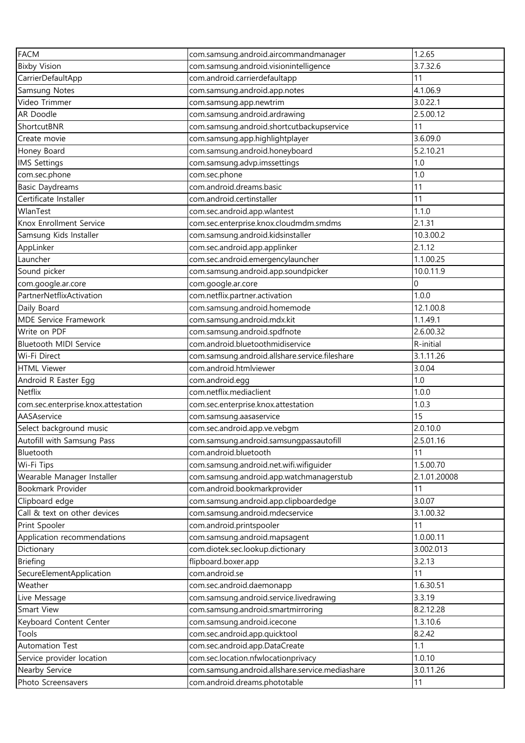| FACM | com.samsung.android.aircommandmanager | 1.2.65 |
|---|---|---|
| Bixby Vision | com.samsung.android.visionintelligence | 3.7.32.6 |
| CarrierDefaultApp | com.android.carrierdefaultapp | 11 |
| Samsung Notes | com.samsung.android.app.notes | 4.1.06.9 |
| Video Trimmer | com.samsung.app.newtrim | 3.0.22.1 |
| AR Doodle | com.samsung.android.ardrawing | 2.5.00.12 |
| ShortcutBNR | com.samsung.android.shortcutbackupservice | 11 |
| Create movie | com.samsung.app.highlightplayer | 3.6.09.0 |
| Honey Board | com.samsung.android.honeyboard | 5.2.10.21 |
| IMS Settings | com.samsung.advp.imssettings | 1.0 |
| com.sec.phone | com.sec.phone | 1.0 |
| Basic Daydreams | com.android.dreams.basic | 11 |
| Certificate Installer | com.android.certinstaller | 11 |
| WlanTest | com.sec.android.app.wlantest | 1.1.0 |
| Knox Enrollment Service | com.sec.enterprise.knox.cloudmdm.smdms | 2.1.31 |
| Samsung Kids Installer | com.samsung.android.kidsinstaller | 10.3.00.2 |
| AppLinker | com.sec.android.app.applinker | 2.1.12 |
| Launcher | com.sec.android.emergencylauncher | 1.1.00.25 |
| Sound picker | com.samsung.android.app.soundpicker | 10.0.11.9 |
| com.google.ar.core | com.google.ar.core | 0 |
| PartnerNetflixActivation | com.netflix.partner.activation | 1.0.0 |
| Daily Board | com.samsung.android.homemode | 12.1.00.8 |
| MDE Service Framework | com.samsung.android.mdx.kit | 1.1.49.1 |
| Write on PDF | com.samsung.android.spdfnote | 2.6.00.32 |
| Bluetooth MIDI Service | com.android.bluetoothmidiservice | R-initial |
| Wi-Fi Direct | com.samsung.android.allshare.service.fileshare | 3.1.11.26 |
| HTML Viewer | com.android.htmlviewer | 3.0.04 |
| Android R Easter Egg | com.android.egg | 1.0 |
| Netflix | com.netflix.mediaclient | 1.0.0 |
| com.sec.enterprise.knox.attestation | com.sec.enterprise.knox.attestation | 1.0.3 |
| AASAservice | com.samsung.aasaservice | 15 |
| Select background music | com.sec.android.app.ve.vebgm | 2.0.10.0 |
| Autofill with Samsung Pass | com.samsung.android.samsungpassautofill | 2.5.01.16 |
| Bluetooth | com.android.bluetooth | 11 |
| Wi-Fi Tips | com.samsung.android.net.wifi.wifiguider | 1.5.00.70 |
| Wearable Manager Installer | com.samsung.android.app.watchmanagerstub | 2.1.01.20008 |
| Bookmark Provider | com.android.bookmarkprovider | 11 |
| Clipboard edge | com.samsung.android.app.clipboardedge | 3.0.07 |
| Call & text on other devices | com.samsung.android.mdecservice | 3.1.00.32 |
| Print Spooler | com.android.printspooler | 11 |
| Application recommendations | com.samsung.android.mapsagent | 1.0.00.11 |
| Dictionary | com.diotek.sec.lookup.dictionary | 3.002.013 |
| Briefing | flipboard.boxer.app | 3.2.13 |
| SecureElementApplication | com.android.se | 11 |
| Weather | com.sec.android.daemonapp | 1.6.30.51 |
| Live Message | com.samsung.android.service.livedrawing | 3.3.19 |
| Smart View | com.samsung.android.smartmirroring | 8.2.12.28 |
| Keyboard Content Center | com.samsung.android.icecone | 1.3.10.6 |
| Tools | com.sec.android.app.quicktool | 8.2.42 |
| Automation Test | com.sec.android.app.DataCreate | 1.1 |
| Service provider location | com.sec.location.nfwlocationprivacy | 1.0.10 |
| Nearby Service | com.samsung.android.allshare.service.mediashare | 3.0.11.26 |
| Photo Screensavers | com.android.dreams.phototable | 11 |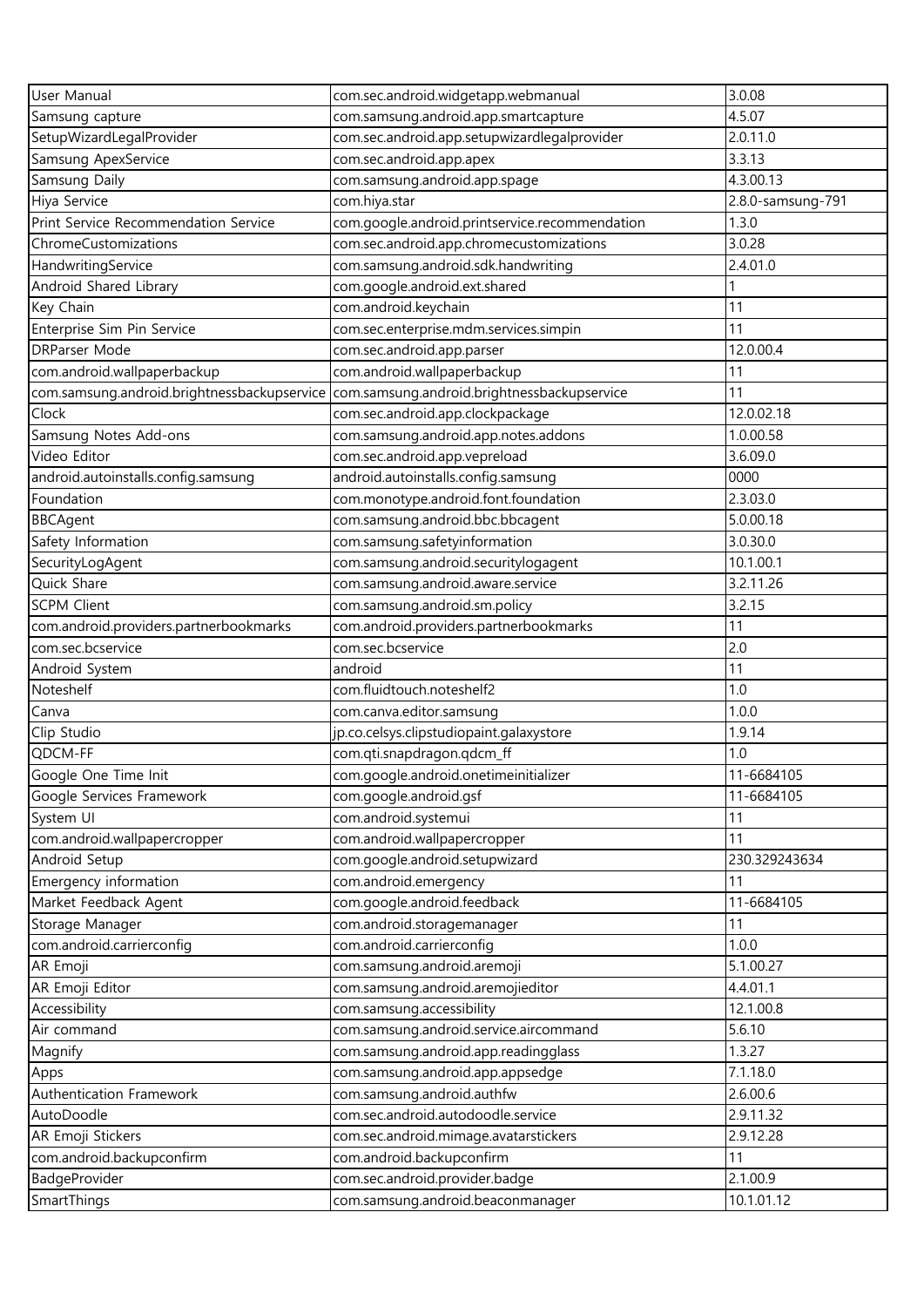| User Manual | com.sec.android.widgetapp.webmanual | 3.0.08 |
|---|---|---|
| Samsung capture | com.samsung.android.app.smartcapture | 4.5.07 |
| SetupWizardLegalProvider | com.sec.android.app.setupwizardlegalprovider | 2.0.11.0 |
| Samsung ApexService | com.sec.android.app.apex | 3.3.13 |
| Samsung Daily | com.samsung.android.app.spage | 4.3.00.13 |
| Hiya Service | com.hiya.star | 2.8.0-samsung-791 |
| Print Service Recommendation Service | com.google.android.printservice.recommendation | 1.3.0 |
| ChromeCustomizations | com.sec.android.app.chromecustomizations | 3.0.28 |
| HandwritingService | com.samsung.android.sdk.handwriting | 2.4.01.0 |
| Android Shared Library | com.google.android.ext.shared | 1 |
| Key Chain | com.android.keychain | 11 |
| Enterprise Sim Pin Service | com.sec.enterprise.mdm.services.simpin | 11 |
| DRParser Mode | com.sec.android.app.parser | 12.0.00.4 |
| com.android.wallpaperbackup | com.android.wallpaperbackup | 11 |
| com.samsung.android.brightnessbackupservice | com.samsung.android.brightnessbackupservice | 11 |
| Clock | com.sec.android.app.clockpackage | 12.0.02.18 |
| Samsung Notes Add-ons | com.samsung.android.app.notes.addons | 1.0.00.58 |
| Video Editor | com.sec.android.app.vepreload | 3.6.09.0 |
| android.autoinstalls.config.samsung | android.autoinstalls.config.samsung | 0000 |
| Foundation | com.monotype.android.font.foundation | 2.3.03.0 |
| BBCAgent | com.samsung.android.bbc.bbcagent | 5.0.00.18 |
| Safety Information | com.samsung.safetyinformation | 3.0.30.0 |
| SecurityLogAgent | com.samsung.android.securitylogagent | 10.1.00.1 |
| Quick Share | com.samsung.android.aware.service | 3.2.11.26 |
| SCPM Client | com.samsung.android.sm.policy | 3.2.15 |
| com.android.providers.partnerbookmarks | com.android.providers.partnerbookmarks | 11 |
| com.sec.bcservice | com.sec.bcservice | 2.0 |
| Android System | android | 11 |
| Noteshelf | com.fluidtouch.noteshelf2 | 1.0 |
| Canva | com.canva.editor.samsung | 1.0.0 |
| Clip Studio | jp.co.celsys.clipstudiopaint.galaxystore | 1.9.14 |
| QDCM-FF | com.qti.snapdragon.qdcm_ff | 1.0 |
| Google One Time Init | com.google.android.onetimeinitializer | 11-6684105 |
| Google Services Framework | com.google.android.gsf | 11-6684105 |
| System UI | com.android.systemui | 11 |
| com.android.wallpapercropper | com.android.wallpapercropper | 11 |
| Android Setup | com.google.android.setupwizard | 230.329243634 |
| Emergency information | com.android.emergency | 11 |
| Market Feedback Agent | com.google.android.feedback | 11-6684105 |
| Storage Manager | com.android.storagemanager | 11 |
| com.android.carrierconfig | com.android.carrierconfig | 1.0.0 |
| AR Emoji | com.samsung.android.aremoji | 5.1.00.27 |
| AR Emoji Editor | com.samsung.android.aremojieditor | 4.4.01.1 |
| Accessibility | com.samsung.accessibility | 12.1.00.8 |
| Air command | com.samsung.android.service.aircommand | 5.6.10 |
| Magnify | com.samsung.android.app.readingglass | 1.3.27 |
| Apps | com.samsung.android.app.appsedge | 7.1.18.0 |
| Authentication Framework | com.samsung.android.authfw | 2.6.00.6 |
| AutoDoodle | com.sec.android.autodoodle.service | 2.9.11.32 |
| AR Emoji Stickers | com.sec.android.mimage.avatarstickers | 2.9.12.28 |
| com.android.backupconfirm | com.android.backupconfirm | 11 |
| BadgeProvider | com.sec.android.provider.badge | 2.1.00.9 |
| SmartThings | com.samsung.android.beaconmanager | 10.1.01.12 |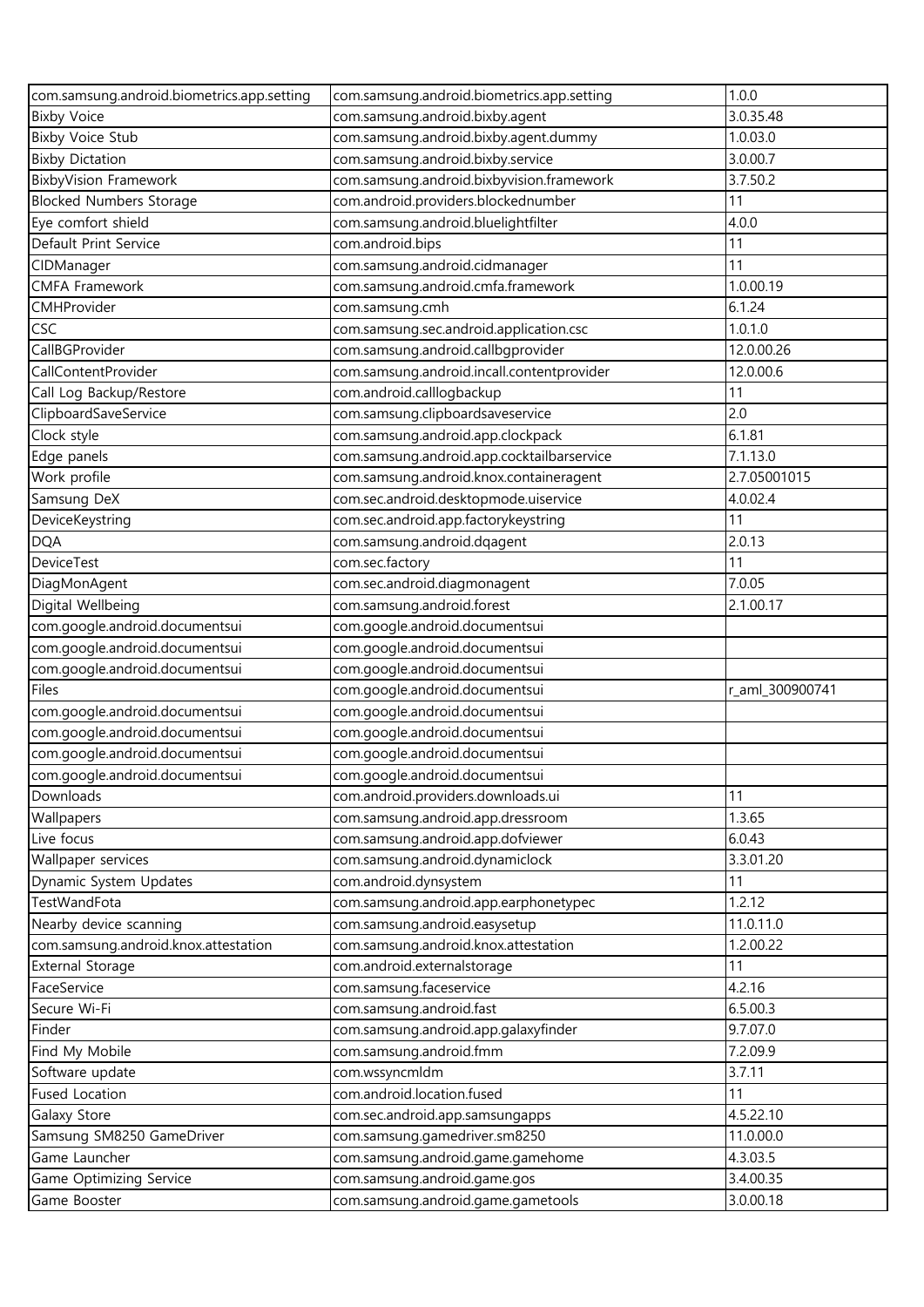| com.samsung.android.biometrics.app.setting | com.samsung.android.biometrics.app.setting | 1.0.0 |
|---|---|---|
| Bixby Voice | com.samsung.android.bixby.agent | 3.0.35.48 |
| Bixby Voice Stub | com.samsung.android.bixby.agent.dummy | 1.0.03.0 |
| Bixby Dictation | com.samsung.android.bixby.service | 3.0.00.7 |
| BixbyVision Framework | com.samsung.android.bixbyvision.framework | 3.7.50.2 |
| Blocked Numbers Storage | com.android.providers.blockednumber | 11 |
| Eye comfort shield | com.samsung.android.bluelightfilter | 4.0.0 |
| Default Print Service | com.android.bips | 11 |
| CIDManager | com.samsung.android.cidmanager | 11 |
| CMFA Framework | com.samsung.android.cmfa.framework | 1.0.00.19 |
| CMHProvider | com.samsung.cmh | 6.1.24 |
| CSC | com.samsung.sec.android.application.csc | 1.0.1.0 |
| CallBGProvider | com.samsung.android.callbgprovider | 12.0.00.26 |
| CallContentProvider | com.samsung.android.incall.contentprovider | 12.0.00.6 |
| Call Log Backup/Restore | com.android.calllogbackup | 11 |
| ClipboardSaveService | com.samsung.clipboardsaveservice | 2.0 |
| Clock style | com.samsung.android.app.clockpack | 6.1.81 |
| Edge panels | com.samsung.android.app.cocktailbarservice | 7.1.13.0 |
| Work profile | com.samsung.android.knox.containeragent | 2.7.05001015 |
| Samsung DeX | com.sec.android.desktopmode.uiservice | 4.0.02.4 |
| DeviceKeystring | com.sec.android.app.factorykeystring | 11 |
| DQA | com.samsung.android.dqagent | 2.0.13 |
| DeviceTest | com.sec.factory | 11 |
| DiagMonAgent | com.sec.android.diagmonagent | 7.0.05 |
| Digital Wellbeing | com.samsung.android.forest | 2.1.00.17 |
| com.google.android.documentsui | com.google.android.documentsui | |
| com.google.android.documentsui | com.google.android.documentsui | |
| com.google.android.documentsui | com.google.android.documentsui | |
| Files | com.google.android.documentsui | r_aml_300900741 |
| com.google.android.documentsui | com.google.android.documentsui | |
| com.google.android.documentsui | com.google.android.documentsui | |
| com.google.android.documentsui | com.google.android.documentsui | |
| com.google.android.documentsui | com.google.android.documentsui | |
| Downloads | com.android.providers.downloads.ui | 11 |
| Wallpapers | com.samsung.android.app.dressroom | 1.3.65 |
| Live focus | com.samsung.android.app.dofviewer | 6.0.43 |
| Wallpaper services | com.samsung.android.dynamiclock | 3.3.01.20 |
| Dynamic System Updates | com.android.dynsystem | 11 |
| TestWandFota | com.samsung.android.app.earphonetypec | 1.2.12 |
| Nearby device scanning | com.samsung.android.easysetup | 11.0.11.0 |
| com.samsung.android.knox.attestation | com.samsung.android.knox.attestation | 1.2.00.22 |
| External Storage | com.android.externalstorage | 11 |
| FaceService | com.samsung.faceservice | 4.2.16 |
| Secure Wi-Fi | com.samsung.android.fast | 6.5.00.3 |
| Finder | com.samsung.android.app.galaxyfinder | 9.7.07.0 |
| Find My Mobile | com.samsung.android.fmm | 7.2.09.9 |
| Software update | com.wssyncmldm | 3.7.11 |
| Fused Location | com.android.location.fused | 11 |
| Galaxy Store | com.sec.android.app.samsungapps | 4.5.22.10 |
| Samsung SM8250 GameDriver | com.samsung.gamedriver.sm8250 | 11.0.00.0 |
| Game Launcher | com.samsung.android.game.gamehome | 4.3.03.5 |
| Game Optimizing Service | com.samsung.android.game.gos | 3.4.00.35 |
| Game Booster | com.samsung.android.game.gametools | 3.0.00.18 |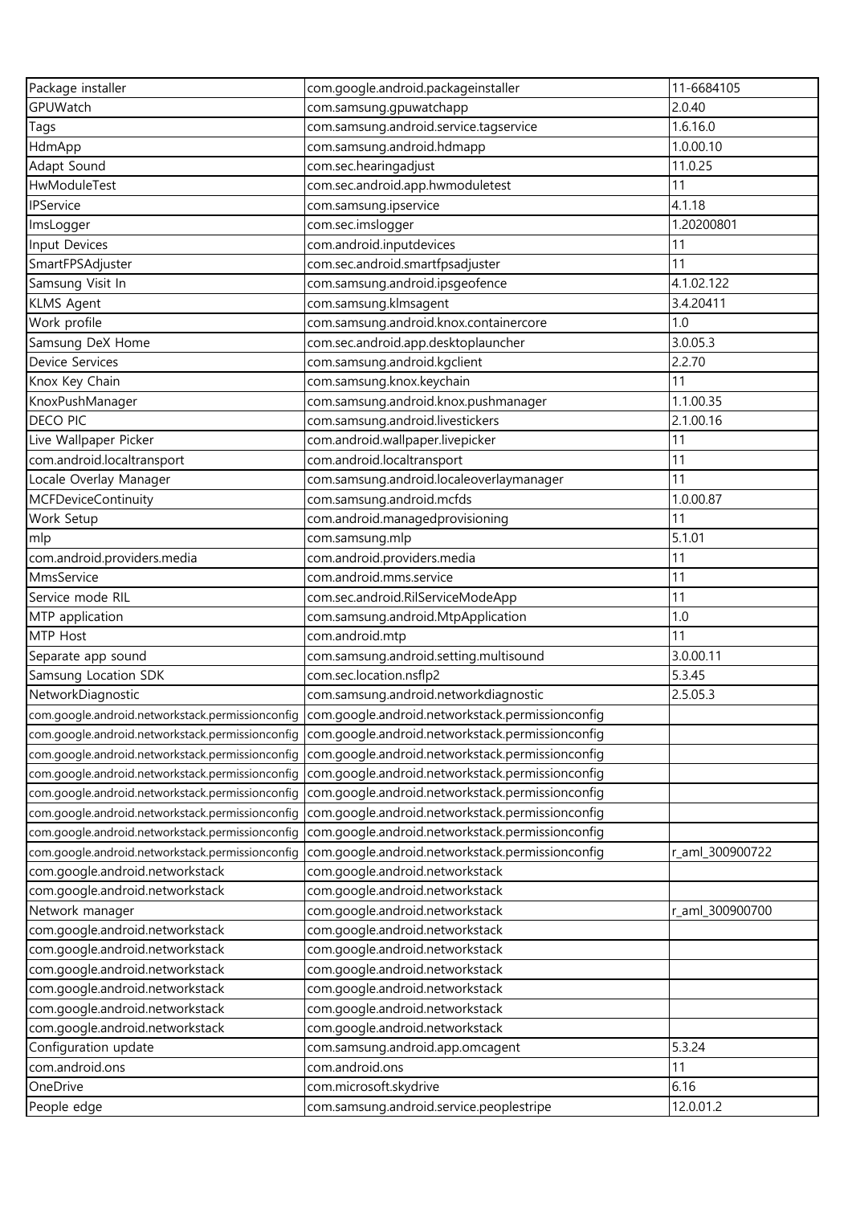| Package installer | com.google.android.packageinstaller | 11-6684105 |
|---|---|---|
| GPUWatch | com.samsung.gpuwatchapp | 2.0.40 |
| Tags | com.samsung.android.service.tagservice | 1.6.16.0 |
| HdmApp | com.samsung.android.hdmapp | 1.0.00.10 |
| Adapt Sound | com.sec.hearingadjust | 11.0.25 |
| HwModuleTest | com.sec.android.app.hwmoduletest | 11 |
| IPService | com.samsung.ipservice | 4.1.18 |
| ImsLogger | com.sec.imslogger | 1.20200801 |
| Input Devices | com.android.inputdevices | 11 |
| SmartFPSAdjuster | com.sec.android.smartfpsadjuster | 11 |
| Samsung Visit In | com.samsung.android.ipsgeofence | 4.1.02.122 |
| KLMS Agent | com.samsung.klmsagent | 3.4.20411 |
| Work profile | com.samsung.android.knox.containercore | 1.0 |
| Samsung DeX Home | com.sec.android.app.desktoplauncher | 3.0.05.3 |
| Device Services | com.samsung.android.kgclient | 2.2.70 |
| Knox Key Chain | com.samsung.knox.keychain | 11 |
| KnoxPushManager | com.samsung.android.knox.pushmanager | 1.1.00.35 |
| DECO PIC | com.samsung.android.livestickers | 2.1.00.16 |
| Live Wallpaper Picker | com.android.wallpaper.livepicker | 11 |
| com.android.localtransport | com.android.localtransport | 11 |
| Locale Overlay Manager | com.samsung.android.localeoverlaymanager | 11 |
| MCFDeviceContinuity | com.samsung.android.mcfds | 1.0.00.87 |
| Work Setup | com.android.managedprovisioning | 11 |
| mlp | com.samsung.mlp | 5.1.01 |
| com.android.providers.media | com.android.providers.media | 11 |
| MmsService | com.android.mms.service | 11 |
| Service mode RIL | com.sec.android.RilServiceModeApp | 11 |
| MTP application | com.samsung.android.MtpApplication | 1.0 |
| MTP Host | com.android.mtp | 11 |
| Separate app sound | com.samsung.android.setting.multisound | 3.0.00.11 |
| Samsung Location SDK | com.sec.location.nsflp2 | 5.3.45 |
| NetworkDiagnostic | com.samsung.android.networkdiagnostic | 2.5.05.3 |
| com.google.android.networkstack.permissionconfig | com.google.android.networkstack.permissionconfig | |
| com.google.android.networkstack.permissionconfig | com.google.android.networkstack.permissionconfig | |
| com.google.android.networkstack.permissionconfig | com.google.android.networkstack.permissionconfig | |
| com.google.android.networkstack.permissionconfig | com.google.android.networkstack.permissionconfig | |
| com.google.android.networkstack.permissionconfig | com.google.android.networkstack.permissionconfig | |
| com.google.android.networkstack.permissionconfig | com.google.android.networkstack.permissionconfig | |
| com.google.android.networkstack.permissionconfig | com.google.android.networkstack.permissionconfig | |
| com.google.android.networkstack.permissionconfig | com.google.android.networkstack.permissionconfig | r_aml_300900722 |
| com.google.android.networkstack | com.google.android.networkstack | |
| com.google.android.networkstack | com.google.android.networkstack | |
| Network manager | com.google.android.networkstack | r_aml_300900700 |
| com.google.android.networkstack | com.google.android.networkstack | |
| com.google.android.networkstack | com.google.android.networkstack | |
| com.google.android.networkstack | com.google.android.networkstack | |
| com.google.android.networkstack | com.google.android.networkstack | |
| com.google.android.networkstack | com.google.android.networkstack | |
| com.google.android.networkstack | com.google.android.networkstack | |
| Configuration update | com.samsung.android.app.omcagent | 5.3.24 |
| com.android.ons | com.android.ons | 11 |
| OneDrive | com.microsoft.skydrive | 6.16 |
| People edge | com.samsung.android.service.peoplestripe | 12.0.01.2 |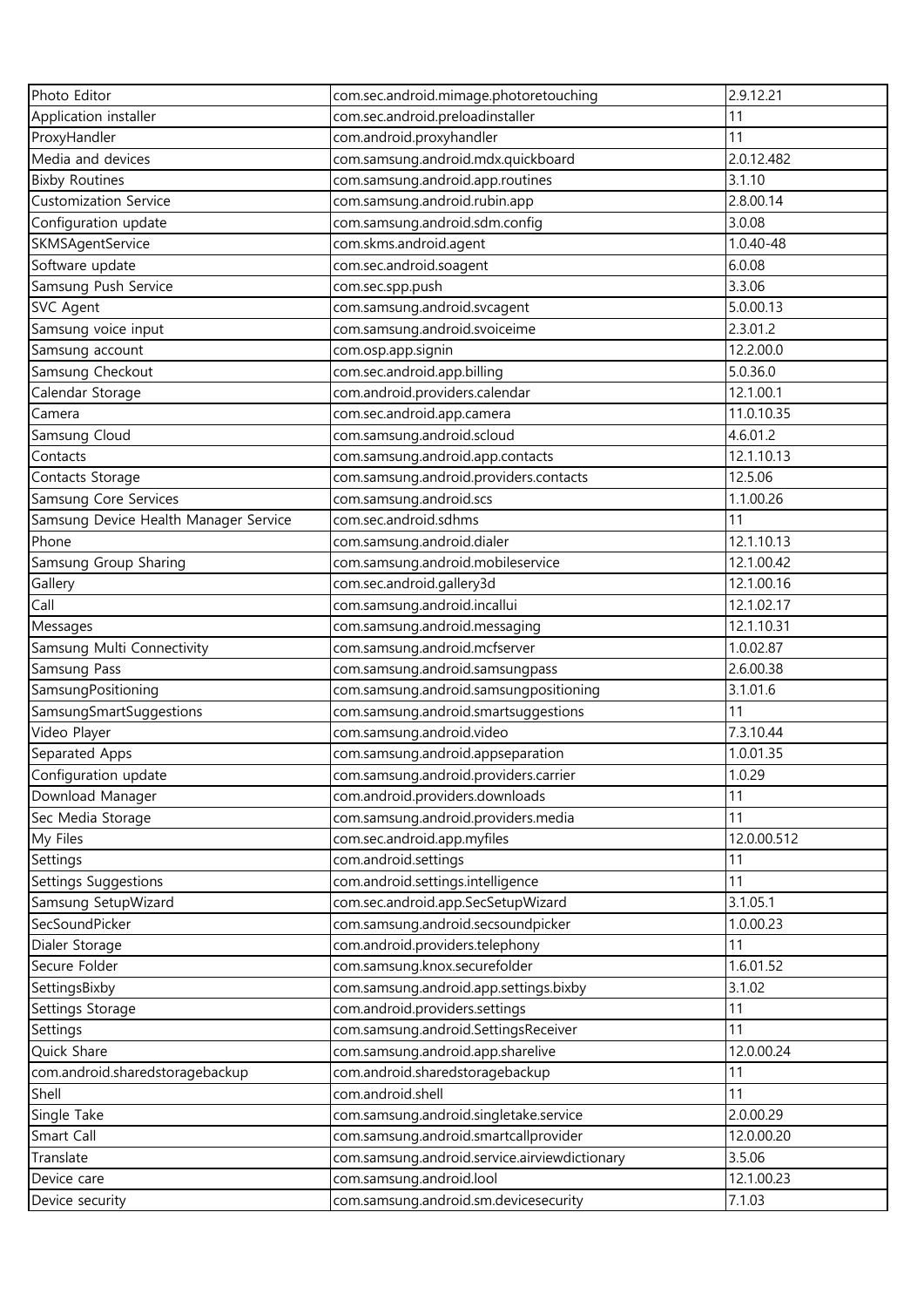| Photo Editor | com.sec.android.mimage.photoretouching | 2.9.12.21 |
|---|---|---|
| Application installer | com.sec.android.preloadinstaller | 11 |
| ProxyHandler | com.android.proxyhandler | 11 |
| Media and devices | com.samsung.android.mdx.quickboard | 2.0.12.482 |
| Bixby Routines | com.samsung.android.app.routines | 3.1.10 |
| Customization Service | com.samsung.android.rubin.app | 2.8.00.14 |
| Configuration update | com.samsung.android.sdm.config | 3.0.08 |
| SKMSAgentService | com.skms.android.agent | 1.0.40-48 |
| Software update | com.sec.android.soagent | 6.0.08 |
| Samsung Push Service | com.sec.spp.push | 3.3.06 |
| SVC Agent | com.samsung.android.svcagent | 5.0.00.13 |
| Samsung voice input | com.samsung.android.svoiceime | 2.3.01.2 |
| Samsung account | com.osp.app.signin | 12.2.00.0 |
| Samsung Checkout | com.sec.android.app.billing | 5.0.36.0 |
| Calendar Storage | com.android.providers.calendar | 12.1.00.1 |
| Camera | com.sec.android.app.camera | 11.0.10.35 |
| Samsung Cloud | com.samsung.android.scloud | 4.6.01.2 |
| Contacts | com.samsung.android.app.contacts | 12.1.10.13 |
| Contacts Storage | com.samsung.android.providers.contacts | 12.5.06 |
| Samsung Core Services | com.samsung.android.scs | 1.1.00.26 |
| Samsung Device Health Manager Service | com.sec.android.sdhms | 11 |
| Phone | com.samsung.android.dialer | 12.1.10.13 |
| Samsung Group Sharing | com.samsung.android.mobileservice | 12.1.00.42 |
| Gallery | com.sec.android.gallery3d | 12.1.00.16 |
| Call | com.samsung.android.incallui | 12.1.02.17 |
| Messages | com.samsung.android.messaging | 12.1.10.31 |
| Samsung Multi Connectivity | com.samsung.android.mcfserver | 1.0.02.87 |
| Samsung Pass | com.samsung.android.samsungpass | 2.6.00.38 |
| SamsungPositioning | com.samsung.android.samsungpositioning | 3.1.01.6 |
| SamsungSmartSuggestions | com.samsung.android.smartsuggestions | 11 |
| Video Player | com.samsung.android.video | 7.3.10.44 |
| Separated Apps | com.samsung.android.appseparation | 1.0.01.35 |
| Configuration update | com.samsung.android.providers.carrier | 1.0.29 |
| Download Manager | com.android.providers.downloads | 11 |
| Sec Media Storage | com.samsung.android.providers.media | 11 |
| My Files | com.sec.android.app.myfiles | 12.0.00.512 |
| Settings | com.android.settings | 11 |
| Settings Suggestions | com.android.settings.intelligence | 11 |
| Samsung SetupWizard | com.sec.android.app.SecSetupWizard | 3.1.05.1 |
| SecSoundPicker | com.samsung.android.secsoundpicker | 1.0.00.23 |
| Dialer Storage | com.android.providers.telephony | 11 |
| Secure Folder | com.samsung.knox.securefolder | 1.6.01.52 |
| SettingsBixby | com.samsung.android.app.settings.bixby | 3.1.02 |
| Settings Storage | com.android.providers.settings | 11 |
| Settings | com.samsung.android.SettingsReceiver | 11 |
| Quick Share | com.samsung.android.app.sharelive | 12.0.00.24 |
| com.android.sharedstoragebackup | com.android.sharedstoragebackup | 11 |
| Shell | com.android.shell | 11 |
| Single Take | com.samsung.android.singletake.service | 2.0.00.29 |
| Smart Call | com.samsung.android.smartcallprovider | 12.0.00.20 |
| Translate | com.samsung.android.service.airviewdictionary | 3.5.06 |
| Device care | com.samsung.android.lool | 12.1.00.23 |
| Device security | com.samsung.android.sm.devicesecurity | 7.1.03 |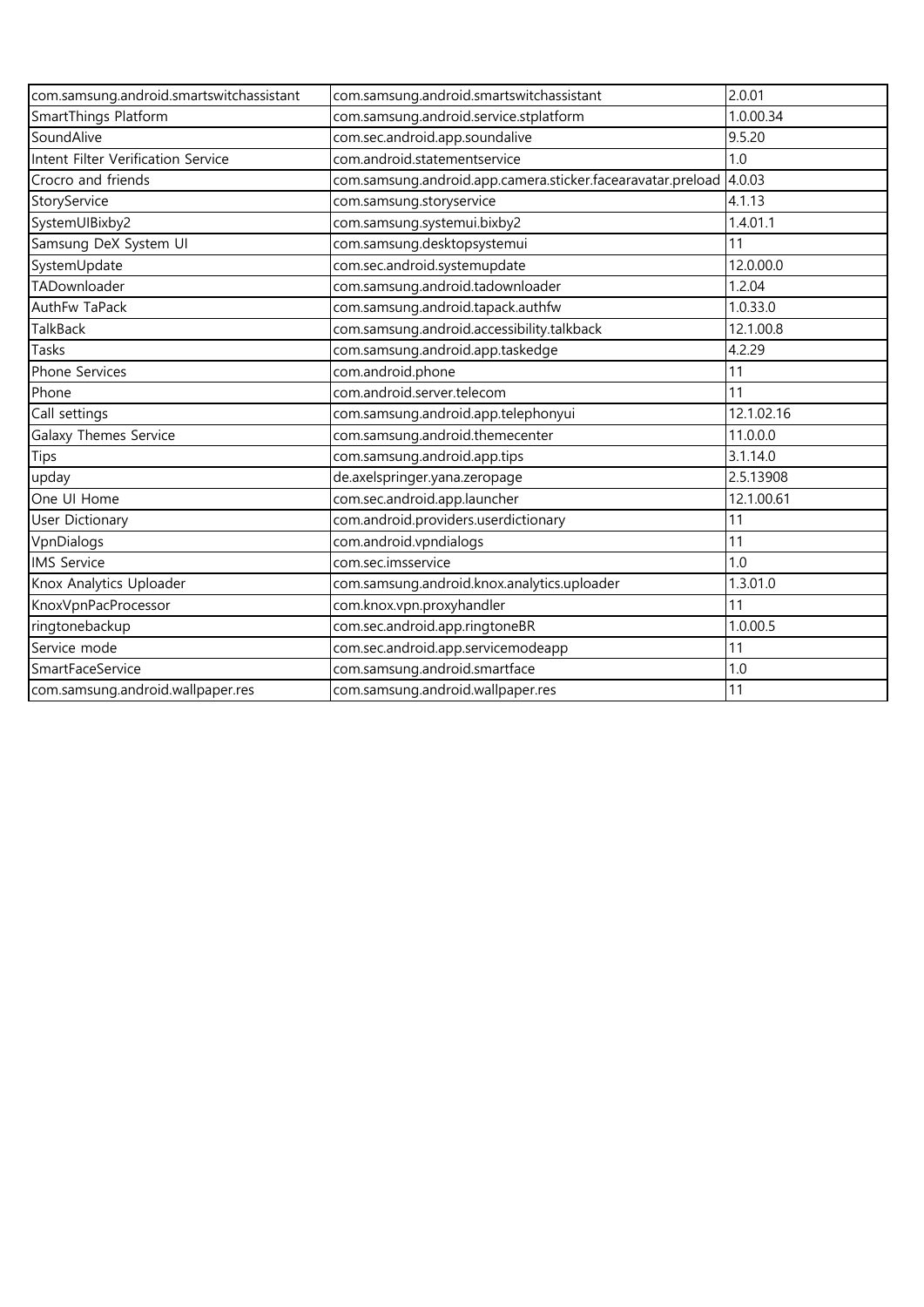| | | |
|---|---|---|
| com.samsung.android.smartswitchassistant | com.samsung.android.smartswitchassistant | 2.0.01 |
| SmartThings Platform | com.samsung.android.service.stplatform | 1.0.00.34 |
| SoundAlive | com.sec.android.app.soundalive | 9.5.20 |
| Intent Filter Verification Service | com.android.statementservice | 1.0 |
| Crocro and friends | com.samsung.android.app.camera.sticker.facearavatar.preload | 4.0.03 |
| StoryService | com.samsung.storyservice | 4.1.13 |
| SystemUIBixby2 | com.samsung.systemui.bixby2 | 1.4.01.1 |
| Samsung DeX System UI | com.samsung.desktopsystemui | 11 |
| SystemUpdate | com.sec.android.systemupdate | 12.0.00.0 |
| TADownloader | com.samsung.android.tadownloader | 1.2.04 |
| AuthFw TaPack | com.samsung.android.tapack.authfw | 1.0.33.0 |
| TalkBack | com.samsung.android.accessibility.talkback | 12.1.00.8 |
| Tasks | com.samsung.android.app.taskedge | 4.2.29 |
| Phone Services | com.android.phone | 11 |
| Phone | com.android.server.telecom | 11 |
| Call settings | com.samsung.android.app.telephonyui | 12.1.02.16 |
| Galaxy Themes Service | com.samsung.android.themecenter | 11.0.0.0 |
| Tips | com.samsung.android.app.tips | 3.1.14.0 |
| upday | de.axelspringer.yana.zeropage | 2.5.13908 |
| One UI Home | com.sec.android.app.launcher | 12.1.00.61 |
| User Dictionary | com.android.providers.userdictionary | 11 |
| VpnDialogs | com.android.vpndialogs | 11 |
| IMS Service | com.sec.imsservice | 1.0 |
| Knox Analytics Uploader | com.samsung.android.knox.analytics.uploader | 1.3.01.0 |
| KnoxVpnPacProcessor | com.knox.vpn.proxyhandler | 11 |
| ringtonebackup | com.sec.android.app.ringtoneBR | 1.0.00.5 |
| Service mode | com.sec.android.app.servicemodeapp | 11 |
| SmartFaceService | com.samsung.android.smartface | 1.0 |
| com.samsung.android.wallpaper.res | com.samsung.android.wallpaper.res | 11 |